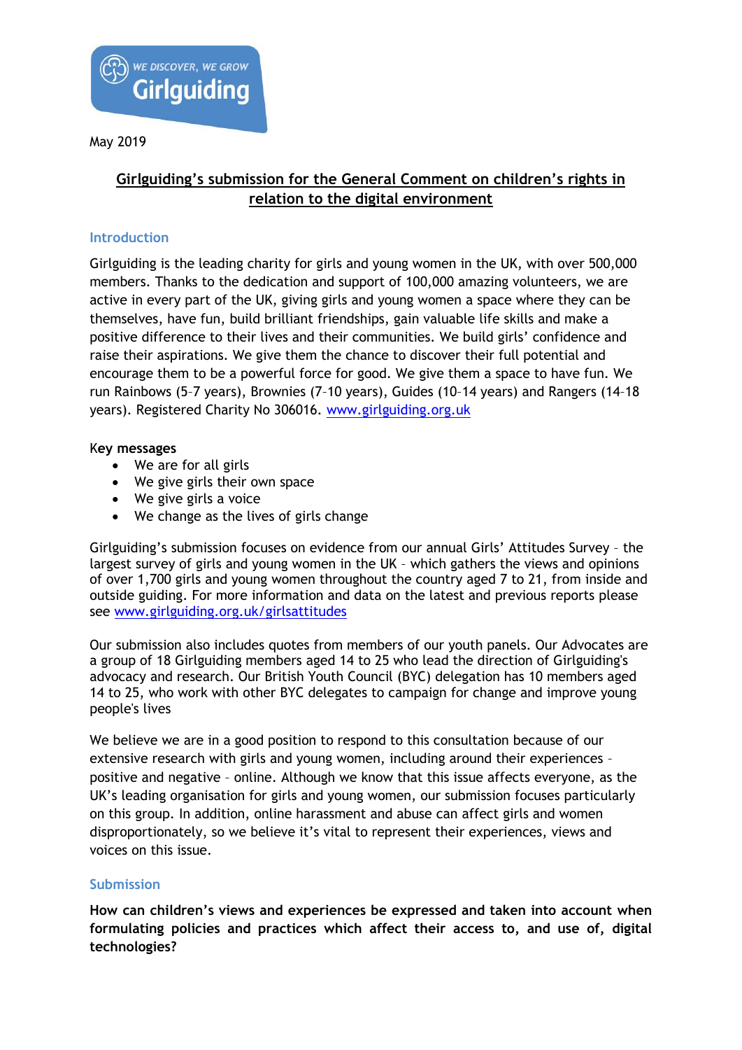May 2019

# Girlguiding's submission for the General Comment on children's rights in relation to the digital environment

## Introduction

Girlguiding is the leading charity for girls and young women in the UK, with over 500,000 members. Thanks to the dedication and support of 100,000 amazing volunteers, we are active in every part of the UK, giving girls and young women a space where they can be themselves, have fun, build brilliant friendships, gain valuable life skills and make a positive difference to their lives and their communities. We build girls' confidence and raise their aspirations. We give them the chance to discover their full potential and encourage them to be a powerful force for good. We give them a space to have fun. We run Rainbows (5–7 years), Brownies (7–10 years), Guides (10–14 years) and Rangers (14–18 years). Registered Charity No 306016. www.girlguiding.org.uk

**Key messages**

- We are for all girls
- We give girls their own space
- We give girls a voice
- We change as the lives of girls change

Girlguiding's submission focuses on evidence from our annual Girls' Attitudes Survey – the largest survey of girls and young women in the UK – which gathers the views and opinions of over 1,700 girls and young women throughout the country aged 7 to 21, from inside and outside guiding. For more information and data on the latest and previous reports please see www.girlguiding.org.uk/girlsattitudes

Our submission also includes quotes from members of our youth panels. Our Advocates are a group of 18 Girlguiding members aged 14 to 25 who lead the direction of Girlguiding's advocacy and research. Our British Youth Council (BYC) delegation has 10 members aged 14 to 25, who work with other BYC delegates to campaign for change and improve young people's lives

We believe we are in a good position to respond to this consultation because of our extensive research with girls and young women, including around their experiences – positive and negative – online. Although we know that this issue affects everyone, as the UK's leading organisation for girls and young women, our submission focuses particularly on this group. In addition, online harassment and abuse can affect girls and women disproportionately, so we believe it's vital to represent their experiences, views and voices on this issue.

## Submission

**How can children's views and experiences be expressed and taken into account when formulating policies and practices which affect their access to, and use of, digital technologies?**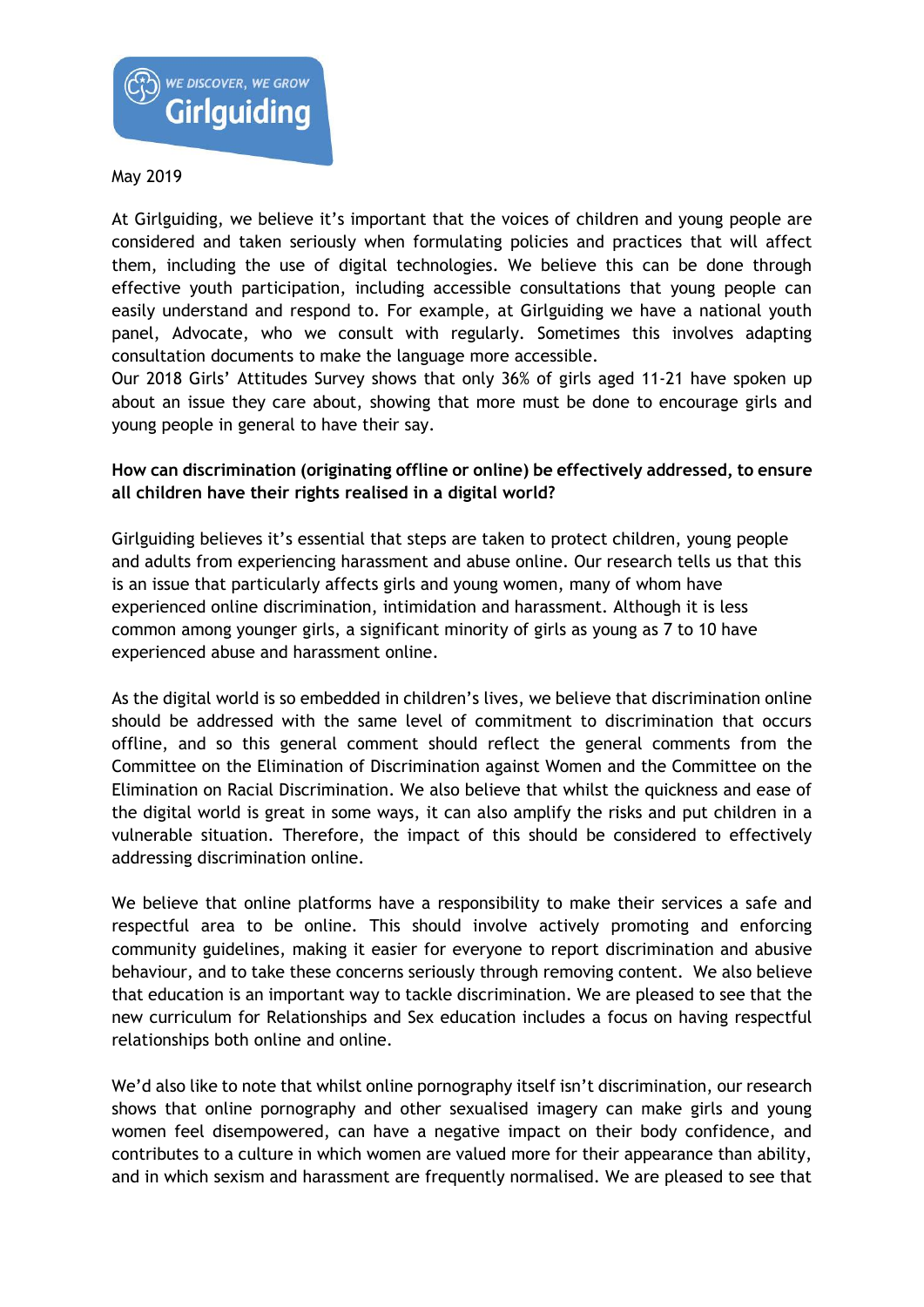May 2019

At Girlguiding, we believe it's important that the voices of children and young people are considered and taken seriously when formulating policies and practices that will affect them, including the use of digital technologies. We believe this can be done through effective youth participation, including accessible consultations that young people can easily understand and respond to. For example, at Girlguiding we have a national youth panel, Advocate, who we consult with regularly. Sometimes this involves adapting consultation documents to make the language more accessible.
Our 2018 Girls' Attitudes Survey shows that only 36% of girls aged 11-21 have spoken up about an issue they care about, showing that more must be done to encourage girls and young people in general to have their say.

**How can discrimination (originating offline or online) be effectively addressed, to ensure all children have their rights realised in a digital world?**

Girlguiding believes it's essential that steps are taken to protect children, young people and adults from experiencing harassment and abuse online. Our research tells us that this is an issue that particularly affects girls and young women, many of whom have experienced online discrimination, intimidation and harassment. Although it is less common among younger girls, a significant minority of girls as young as 7 to 10 have experienced abuse and harassment online.

As the digital world is so embedded in children's lives, we believe that discrimination online should be addressed with the same level of commitment to discrimination that occurs offline, and so this general comment should reflect the general comments from the Committee on the Elimination of Discrimination against Women and the Committee on the Elimination on Racial Discrimination. We also believe that whilst the quickness and ease of the digital world is great in some ways, it can also amplify the risks and put children in a vulnerable situation. Therefore, the impact of this should be considered to effectively addressing discrimination online.

We believe that online platforms have a responsibility to make their services a safe and respectful area to be online. This should involve actively promoting and enforcing community guidelines, making it easier for everyone to report discrimination and abusive behaviour, and to take these concerns seriously through removing content. We also believe that education is an important way to tackle discrimination. We are pleased to see that the new curriculum for Relationships and Sex education includes a focus on having respectful relationships both online and online.

We'd also like to note that whilst online pornography itself isn't discrimination, our research shows that online pornography and other sexualised imagery can make girls and young women feel disempowered, can have a negative impact on their body confidence, and contributes to a culture in which women are valued more for their appearance than ability, and in which sexism and harassment are frequently normalised. We are pleased to see that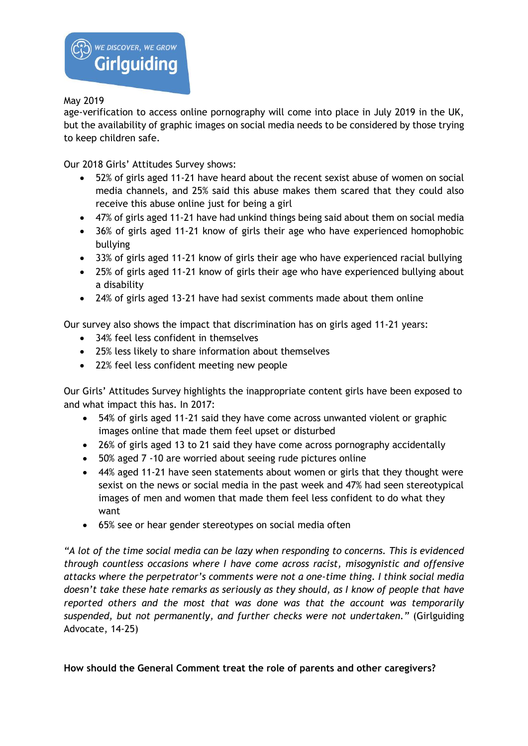May 2019

age-verification to access online pornography will come into place in July 2019 in the UK, but the availability of graphic images on social media needs to be considered by those trying to keep children safe.

Our 2018 Girls' Attitudes Survey shows:

- 52% of girls aged 11-21 have heard about the recent sexist abuse of women on social media channels, and 25% said this abuse makes them scared that they could also receive this abuse online just for being a girl
- 47% of girls aged 11-21 have had unkind things being said about them on social media
- 36% of girls aged 11-21 know of girls their age who have experienced homophobic bullying
- 33% of girls aged 11-21 know of girls their age who have experienced racial bullying
- 25% of girls aged 11-21 know of girls their age who have experienced bullying about a disability
- 24% of girls aged 13-21 have had sexist comments made about them online

Our survey also shows the impact that discrimination has on girls aged 11-21 years:

- 34% feel less confident in themselves
- 25% less likely to share information about themselves
- 22% feel less confident meeting new people

Our Girls' Attitudes Survey highlights the inappropriate content girls have been exposed to and what impact this has. In 2017:

- 54% of girls aged 11-21 said they have come across unwanted violent or graphic images online that made them feel upset or disturbed
- 26% of girls aged 13 to 21 said they have come across pornography accidentally
- 50% aged 7 -10 are worried about seeing rude pictures online
- 44% aged 11-21 have seen statements about women or girls that they thought were sexist on the news or social media in the past week and 47% had seen stereotypical images of men and women that made them feel less confident to do what they want
- 65% see or hear gender stereotypes on social media often

*"A lot of the time social media can be lazy when responding to concerns. This is evidenced through countless occasions where I have come across racist, misogynistic and offensive attacks where the perpetrator's comments were not a one-time thing. I think social media doesn't take these hate remarks as seriously as they should, as I know of people that have reported others and the most that was done was that the account was temporarily suspended, but not permanently, and further checks were not undertaken."* (Girlguiding Advocate, 14-25)

**How should the General Comment treat the role of parents and other caregivers?**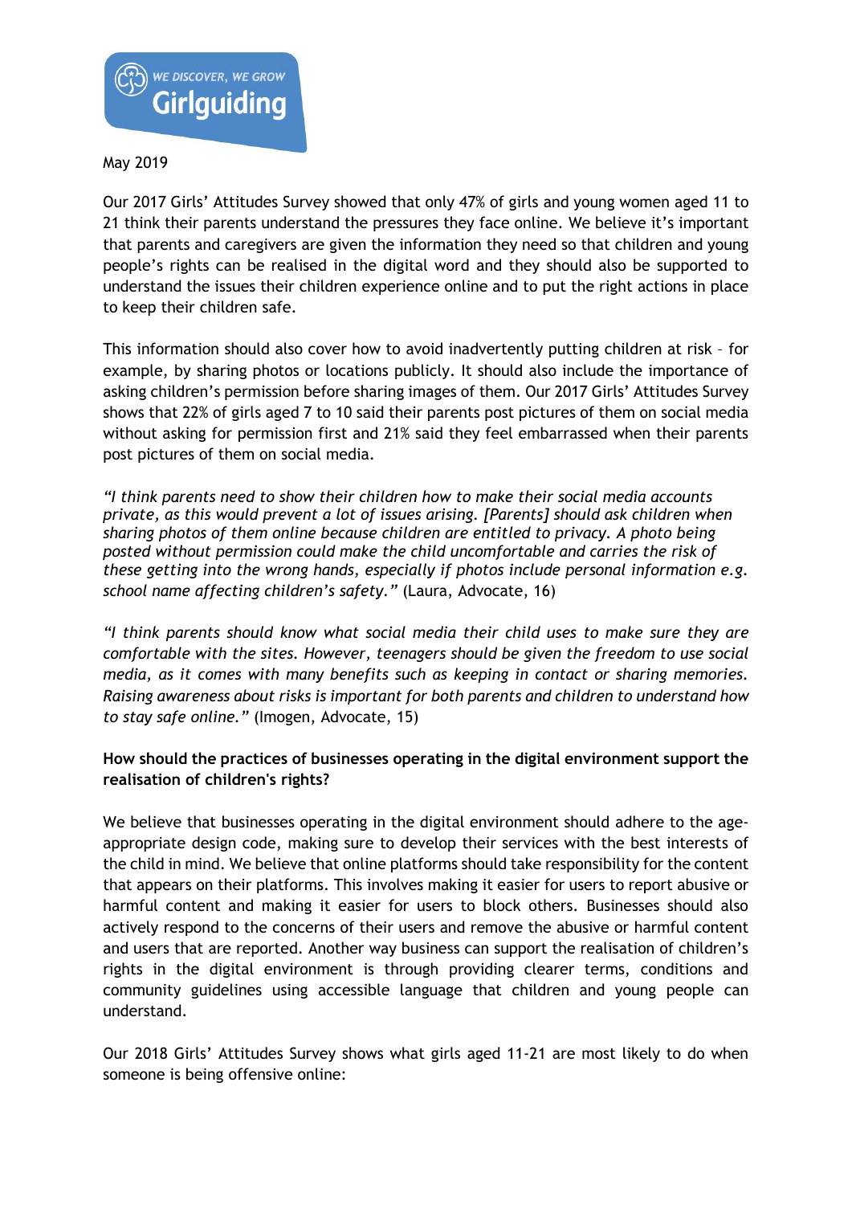May 2019

Our 2017 Girls' Attitudes Survey showed that only 47% of girls and young women aged 11 to 21 think their parents understand the pressures they face online. We believe it's important that parents and caregivers are given the information they need so that children and young people's rights can be realised in the digital word and they should also be supported to understand the issues their children experience online and to put the right actions in place to keep their children safe.

This information should also cover how to avoid inadvertently putting children at risk – for example, by sharing photos or locations publicly. It should also include the importance of asking children's permission before sharing images of them. Our 2017 Girls' Attitudes Survey shows that 22% of girls aged 7 to 10 said their parents post pictures of them on social media without asking for permission first and 21% said they feel embarrassed when their parents post pictures of them on social media.

*"I think parents need to show their children how to make their social media accounts private, as this would prevent a lot of issues arising. [Parents] should ask children when sharing photos of them online because children are entitled to privacy. A photo being posted without permission could make the child uncomfortable and carries the risk of these getting into the wrong hands, especially if photos include personal information e.g. school name affecting children's safety."* (Laura, Advocate, 16)

*"I think parents should know what social media their child uses to make sure they are comfortable with the sites. However, teenagers should be given the freedom to use social media, as it comes with many benefits such as keeping in contact or sharing memories. Raising awareness about risks is important for both parents and children to understand how to stay safe online."* (Imogen, Advocate, 15)

**How should the practices of businesses operating in the digital environment support the realisation of children's rights?**

We believe that businesses operating in the digital environment should adhere to the age-appropriate design code, making sure to develop their services with the best interests of the child in mind. We believe that online platforms should take responsibility for the content that appears on their platforms. This involves making it easier for users to report abusive or harmful content and making it easier for users to block others. Businesses should also actively respond to the concerns of their users and remove the abusive or harmful content and users that are reported. Another way business can support the realisation of children's rights in the digital environment is through providing clearer terms, conditions and community guidelines using accessible language that children and young people can understand.

Our 2018 Girls' Attitudes Survey shows what girls aged 11-21 are most likely to do when someone is being offensive online: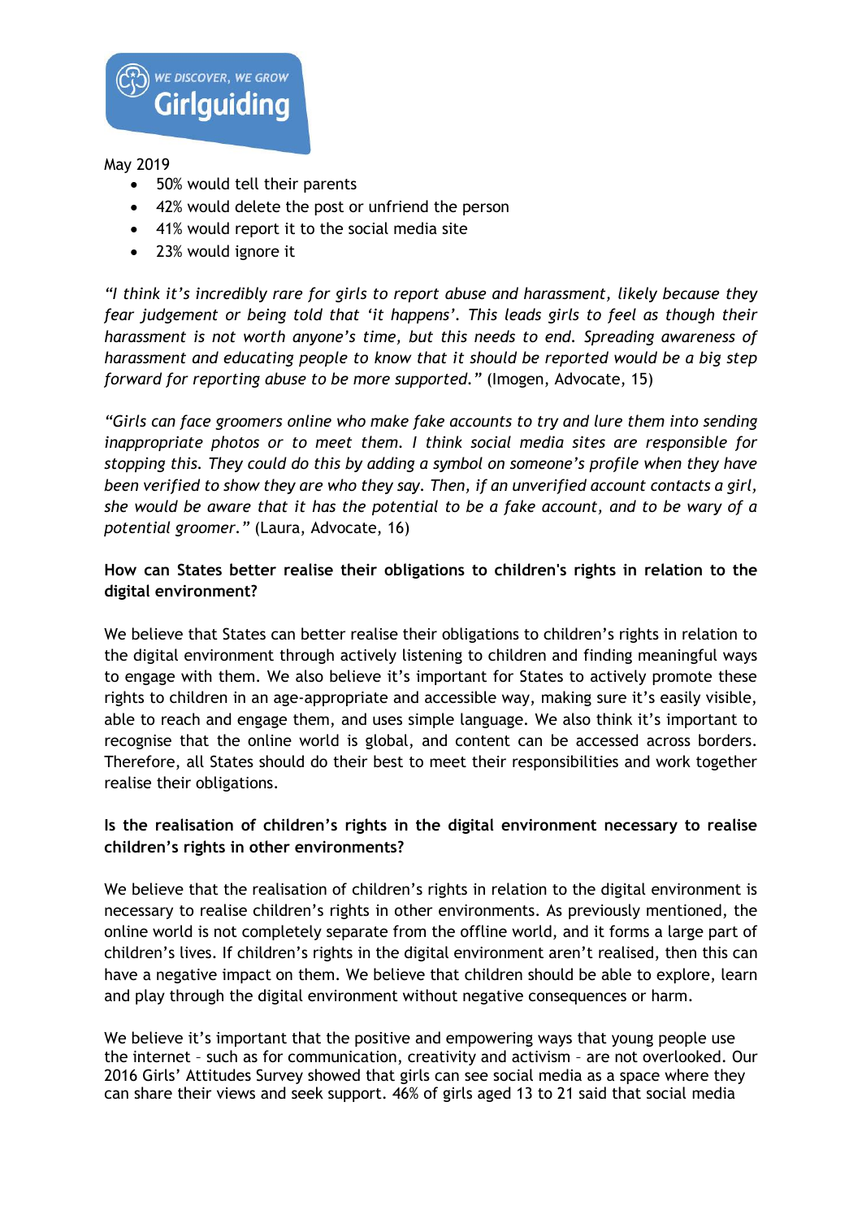May 2019

- 50% would tell their parents
- 42% would delete the post or unfriend the person
- 41% would report it to the social media site
- 23% would ignore it

*"I think it's incredibly rare for girls to report abuse and harassment, likely because they fear judgement or being told that 'it happens'. This leads girls to feel as though their harassment is not worth anyone's time, but this needs to end. Spreading awareness of harassment and educating people to know that it should be reported would be a big step forward for reporting abuse to be more supported."* (Imogen, Advocate, 15)

*"Girls can face groomers online who make fake accounts to try and lure them into sending inappropriate photos or to meet them. I think social media sites are responsible for stopping this. They could do this by adding a symbol on someone's profile when they have been verified to show they are who they say. Then, if an unverified account contacts a girl, she would be aware that it has the potential to be a fake account, and to be wary of a potential groomer."* (Laura, Advocate, 16)

**How can States better realise their obligations to children's rights in relation to the digital environment?**

We believe that States can better realise their obligations to children's rights in relation to the digital environment through actively listening to children and finding meaningful ways to engage with them. We also believe it's important for States to actively promote these rights to children in an age-appropriate and accessible way, making sure it's easily visible, able to reach and engage them, and uses simple language. We also think it's important to recognise that the online world is global, and content can be accessed across borders. Therefore, all States should do their best to meet their responsibilities and work together realise their obligations.

**Is the realisation of children's rights in the digital environment necessary to realise children's rights in other environments?**

We believe that the realisation of children's rights in relation to the digital environment is necessary to realise children's rights in other environments. As previously mentioned, the online world is not completely separate from the offline world, and it forms a large part of children's lives. If children's rights in the digital environment aren't realised, then this can have a negative impact on them. We believe that children should be able to explore, learn and play through the digital environment without negative consequences or harm.

We believe it's important that the positive and empowering ways that young people use the internet – such as for communication, creativity and activism – are not overlooked. Our 2016 Girls' Attitudes Survey showed that girls can see social media as a space where they can share their views and seek support. 46% of girls aged 13 to 21 said that social media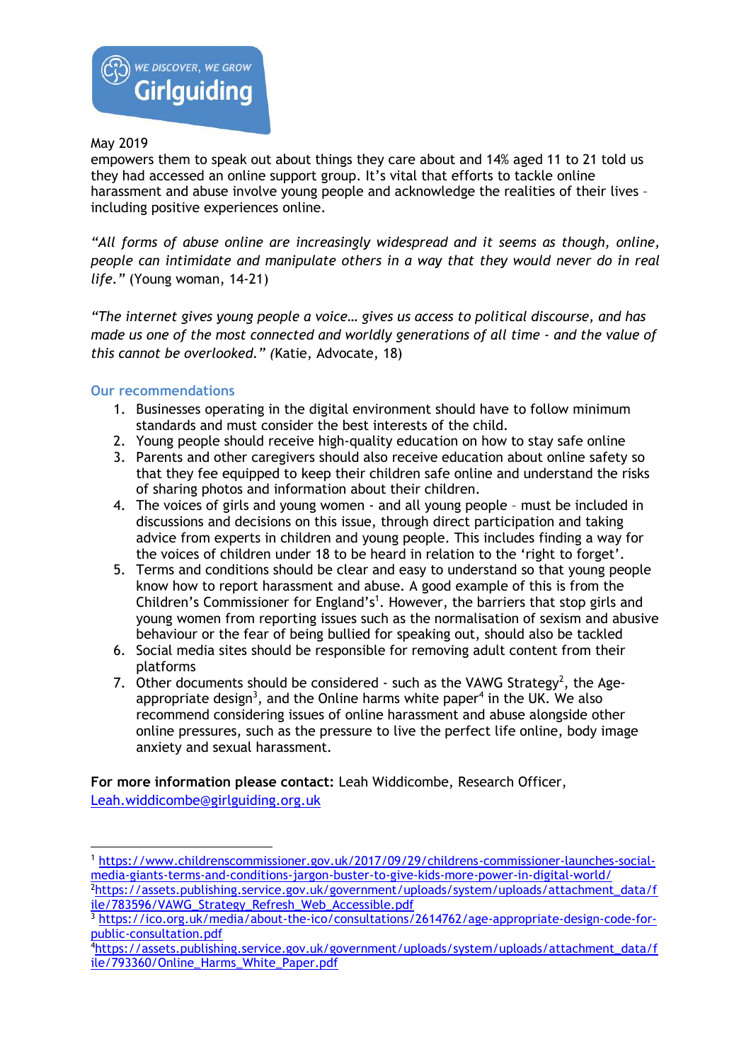May 2019

empowers them to speak out about things they care about and 14% aged 11 to 21 told us they had accessed an online support group. It's vital that efforts to tackle online harassment and abuse involve young people and acknowledge the realities of their lives – including positive experiences online.

*"All forms of abuse online are increasingly widespread and it seems as though, online, people can intimidate and manipulate others in a way that they would never do in real life."* (Young woman, 14-21)

*"The internet gives young people a voice… gives us access to political discourse, and has made us one of the most connected and worldly generations of all time - and the value of this cannot be overlooked." (*Katie, Advocate, 18)

### Our recommendations

1. Businesses operating in the digital environment should have to follow minimum standards and must consider the best interests of the child.
2. Young people should receive high-quality education on how to stay safe online
3. Parents and other caregivers should also receive education about online safety so that they fee equipped to keep their children safe online and understand the risks of sharing photos and information about their children.
4. The voices of girls and young women - and all young people – must be included in discussions and decisions on this issue, through direct participation and taking advice from experts in children and young people. This includes finding a way for the voices of children under 18 to be heard in relation to the 'right to forget'.
5. Terms and conditions should be clear and easy to understand so that young people know how to report harassment and abuse. A good example of this is from the Children's Commissioner for England's[1]. However, the barriers that stop girls and young women from reporting issues such as the normalisation of sexism and abusive behaviour or the fear of being bullied for speaking out, should also be tackled
6. Social media sites should be responsible for removing adult content from their platforms
7. Other documents should be considered - such as the VAWG Strategy[2], the Age-appropriate design[3], and the Online harms white paper[4] in the UK. We also recommend considering issues of online harassment and abuse alongside other online pressures, such as the pressure to live the perfect life online, body image anxiety and sexual harassment.

**For more information please contact:** Leah Widdicombe, Research Officer, Leah.widdicombe@girlguiding.org.uk

---

[1] https://www.childrenscommissioner.gov.uk/2017/09/29/childrens-commissioner-launches-social-media-giants-terms-and-conditions-jargon-buster-to-give-kids-more-power-in-digital-world/

[2] https://assets.publishing.service.gov.uk/government/uploads/system/uploads/attachment_data/file/783596/VAWG_Strategy_Refresh_Web_Accessible.pdf

[3] https://ico.org.uk/media/about-the-ico/consultations/2614762/age-appropriate-design-code-for-public-consultation.pdf

[4] https://assets.publishing.service.gov.uk/government/uploads/system/uploads/attachment_data/file/793360/Online_Harms_White_Paper.pdf